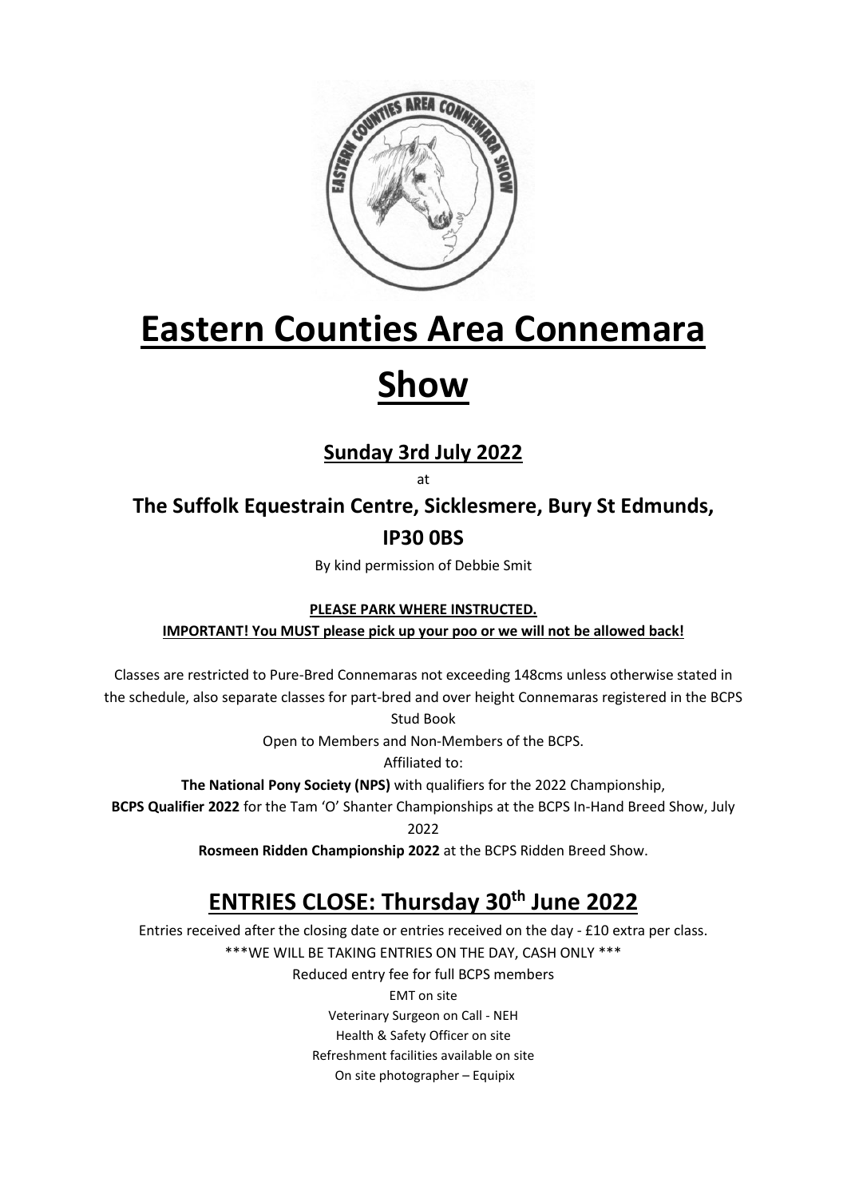# Eastern Counties Area Connemara Show

## Sunday 3rd July 2022

at

### The Suffolk Equestrain Centre, Sicklesmere, Bury St Edmunds, IP30 0BS

By kind permission of Debbie Smit

**PLEASE PARK WHERE INSTRUCTED.**

**IMPORTANT! You MUST please pick up your poo or we will not be allowed back!**

Classes are restricted to Pure-Bred Connemaras not exceeding 148cms unless otherwise stated in the schedule, also separate classes for part-bred and over height Connemaras registered in the BCPS Stud Book

Open to Members and Non-Members of the BCPS.

Affiliated to:

**The National Pony Society (NPS)** with qualifiers for the 2022 Championship,

**BCPS Qualifier 2022** for the Tam 'O' Shanter Championships at the BCPS In-Hand Breed Show, July 2022

**Rosmeen Ridden Championship 2022** at the BCPS Ridden Breed Show.

## ENTRIES CLOSE: Thursday 30th June 2022

Entries received after the closing date or entries received on the day - £10 extra per class.

***WE WILL BE TAKING ENTRIES ON THE DAY, CASH ONLY ***

Reduced entry fee for full BCPS members

EMT on site

Veterinary Surgeon on Call - NEH

Health & Safety Officer on site

Refreshment facilities available on site

On site photographer – Equipix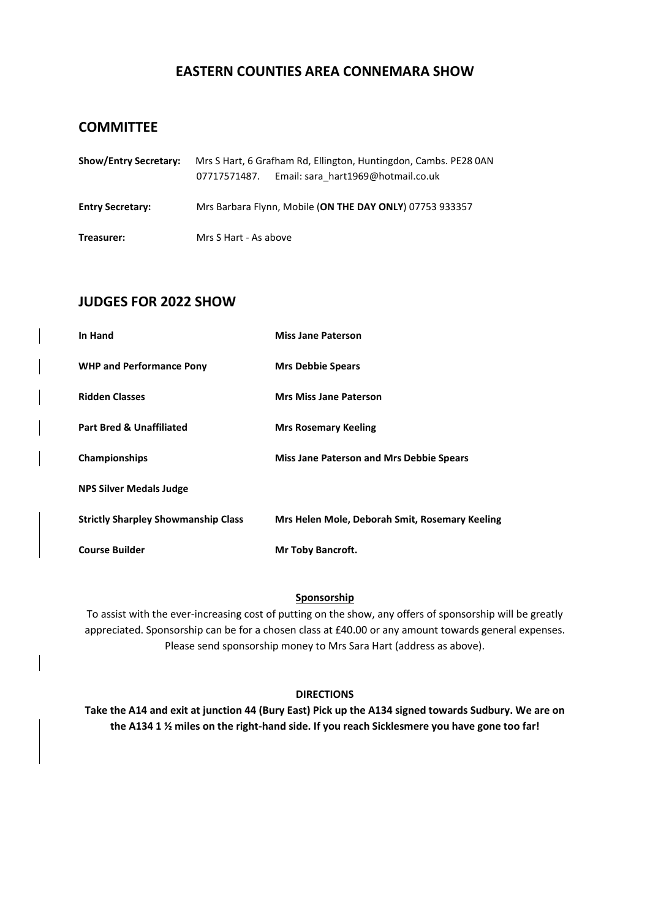## EASTERN COUNTIES AREA CONNEMARA SHOW

## COMMITTEE

| | |
|---|---|
| **Show/Entry Secretary:** | Mrs S Hart, 6 Grafham Rd, Ellington, Huntingdon, Cambs. PE28 0AN<br>07717571487. Email: sara_hart1969@hotmail.co.uk |
| **Entry Secretary:** | Mrs Barbara Flynn, Mobile (**ON THE DAY ONLY**) 07753 933357 |
| **Treasurer:** | Mrs S Hart - As above |

## JUDGES FOR 2022 SHOW

| | |
|---|---|
| **In Hand** | **Miss Jane Paterson** |
| **WHP and Performance Pony** | **Mrs Debbie Spears** |
| **Ridden Classes** | **Mrs Miss Jane Paterson** |
| **Part Bred & Unaffiliated** | **Mrs Rosemary Keeling** |
| **Championships** | **Miss Jane Paterson and Mrs Debbie Spears** |
| **NPS Silver Medals Judge** | |
| **Strictly Sharpley Showmanship Class** | **Mrs Helen Mole, Deborah Smit, Rosemary Keeling** |
| **Course Builder** | **Mr Toby Bancroft.** |

**Sponsorship**

To assist with the ever-increasing cost of putting on the show, any offers of sponsorship will be greatly appreciated. Sponsorship can be for a chosen class at £40.00 or any amount towards general expenses. Please send sponsorship money to Mrs Sara Hart (address as above).

**DIRECTIONS**

**Take the A14 and exit at junction 44 (Bury East) Pick up the A134 signed towards Sudbury. We are on the A134 1 ½ miles on the right-hand side. If you reach Sicklesmere you have gone too far!**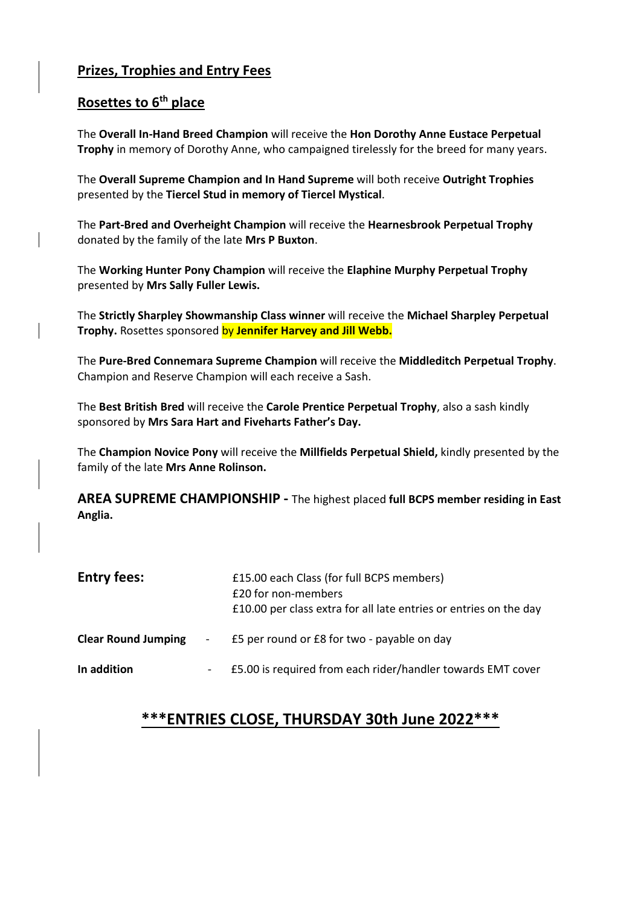## Prizes, Trophies and Entry Fees

## Rosettes to 6th place

The **Overall In-Hand Breed Champion** will receive the **Hon Dorothy Anne Eustace Perpetual Trophy** in memory of Dorothy Anne, who campaigned tirelessly for the breed for many years.

The **Overall Supreme Champion and In Hand Supreme** will both receive **Outright Trophies** presented by the **Tiercel Stud in memory of Tiercel Mystical**.

The **Part-Bred and Overheight Champion** will receive the **Hearnesbrook Perpetual Trophy** donated by the family of the late **Mrs P Buxton**.

The **Working Hunter Pony Champion** will receive the **Elaphine Murphy Perpetual Trophy** presented by **Mrs Sally Fuller Lewis.**

The **Strictly Sharpley Showmanship Class winner** will receive the **Michael Sharpley Perpetual Trophy.** Rosettes sponsored by **Jennifer Harvey and Jill Webb.**

The **Pure-Bred Connemara Supreme Champion** will receive the **Middleditch Perpetual Trophy**. Champion and Reserve Champion will each receive a Sash.

The **Best British Bred** will receive the **Carole Prentice Perpetual Trophy**, also a sash kindly sponsored by **Mrs Sara Hart and Fiveharts Father's Day.**

The **Champion Novice Pony** will receive the **Millfields Perpetual Shield,** kindly presented by the family of the late **Mrs Anne Rolinson.**

**AREA SUPREME CHAMPIONSHIP -** The highest placed **full BCPS member residing in East Anglia.**

**Entry fees:** £15.00 each Class (for full BCPS members)
£20 for non-members
£10.00 per class extra for all late entries or entries on the day

**Clear Round Jumping** - £5 per round or £8 for two - payable on day

**In addition** - £5.00 is required from each rider/handler towards EMT cover

## \*\*\*ENTRIES CLOSE, THURSDAY 30th June 2022\*\*\*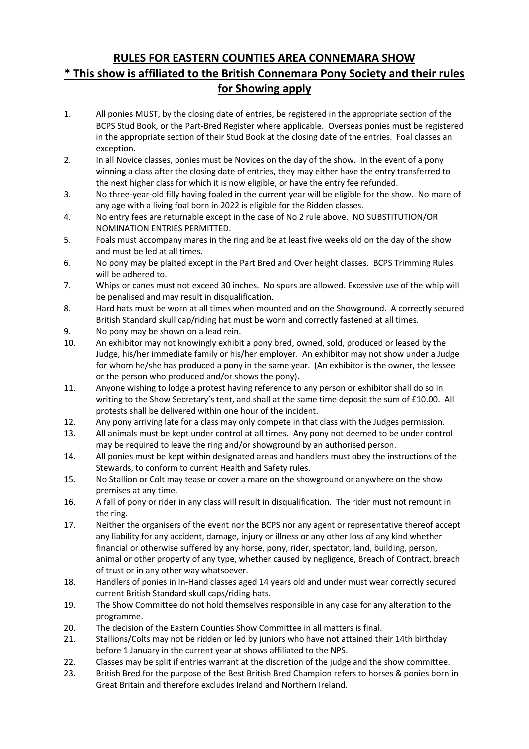## RULES FOR EASTERN COUNTIES AREA CONNEMARA SHOW

## * This show is affiliated to the British Connemara Pony Society and their rules for Showing apply

1. All ponies MUST, by the closing date of entries, be registered in the appropriate section of the BCPS Stud Book, or the Part-Bred Register where applicable. Overseas ponies must be registered in the appropriate section of their Stud Book at the closing date of the entries. Foal classes an exception.
2. In all Novice classes, ponies must be Novices on the day of the show. In the event of a pony winning a class after the closing date of entries, they may either have the entry transferred to the next higher class for which it is now eligible, or have the entry fee refunded.
3. No three-year-old filly having foaled in the current year will be eligible for the show. No mare of any age with a living foal born in 2022 is eligible for the Ridden classes.
4. No entry fees are returnable except in the case of No 2 rule above. NO SUBSTITUTION/OR NOMINATION ENTRIES PERMITTED.
5. Foals must accompany mares in the ring and be at least five weeks old on the day of the show and must be led at all times.
6. No pony may be plaited except in the Part Bred and Over height classes. BCPS Trimming Rules will be adhered to.
7. Whips or canes must not exceed 30 inches. No spurs are allowed. Excessive use of the whip will be penalised and may result in disqualification.
8. Hard hats must be worn at all times when mounted and on the Showground. A correctly secured British Standard skull cap/riding hat must be worn and correctly fastened at all times.
9. No pony may be shown on a lead rein.
10. An exhibitor may not knowingly exhibit a pony bred, owned, sold, produced or leased by the Judge, his/her immediate family or his/her employer. An exhibitor may not show under a Judge for whom he/she has produced a pony in the same year. (An exhibitor is the owner, the lessee or the person who produced and/or shows the pony).
11. Anyone wishing to lodge a protest having reference to any person or exhibitor shall do so in writing to the Show Secretary's tent, and shall at the same time deposit the sum of £10.00. All protests shall be delivered within one hour of the incident.
12. Any pony arriving late for a class may only compete in that class with the Judges permission.
13. All animals must be kept under control at all times. Any pony not deemed to be under control may be required to leave the ring and/or showground by an authorised person.
14. All ponies must be kept within designated areas and handlers must obey the instructions of the Stewards, to conform to current Health and Safety rules.
15. No Stallion or Colt may tease or cover a mare on the showground or anywhere on the show premises at any time.
16. A fall of pony or rider in any class will result in disqualification. The rider must not remount in the ring.
17. Neither the organisers of the event nor the BCPS nor any agent or representative thereof accept any liability for any accident, damage, injury or illness or any other loss of any kind whether financial or otherwise suffered by any horse, pony, rider, spectator, land, building, person, animal or other property of any type, whether caused by negligence, Breach of Contract, breach of trust or in any other way whatsoever.
18. Handlers of ponies in In-Hand classes aged 14 years old and under must wear correctly secured current British Standard skull caps/riding hats.
19. The Show Committee do not hold themselves responsible in any case for any alteration to the programme.
20. The decision of the Eastern Counties Show Committee in all matters is final.
21. Stallions/Colts may not be ridden or led by juniors who have not attained their 14th birthday before 1 January in the current year at shows affiliated to the NPS.
22. Classes may be split if entries warrant at the discretion of the judge and the show committee.
23. British Bred for the purpose of the Best British Bred Champion refers to horses & ponies born in Great Britain and therefore excludes Ireland and Northern Ireland.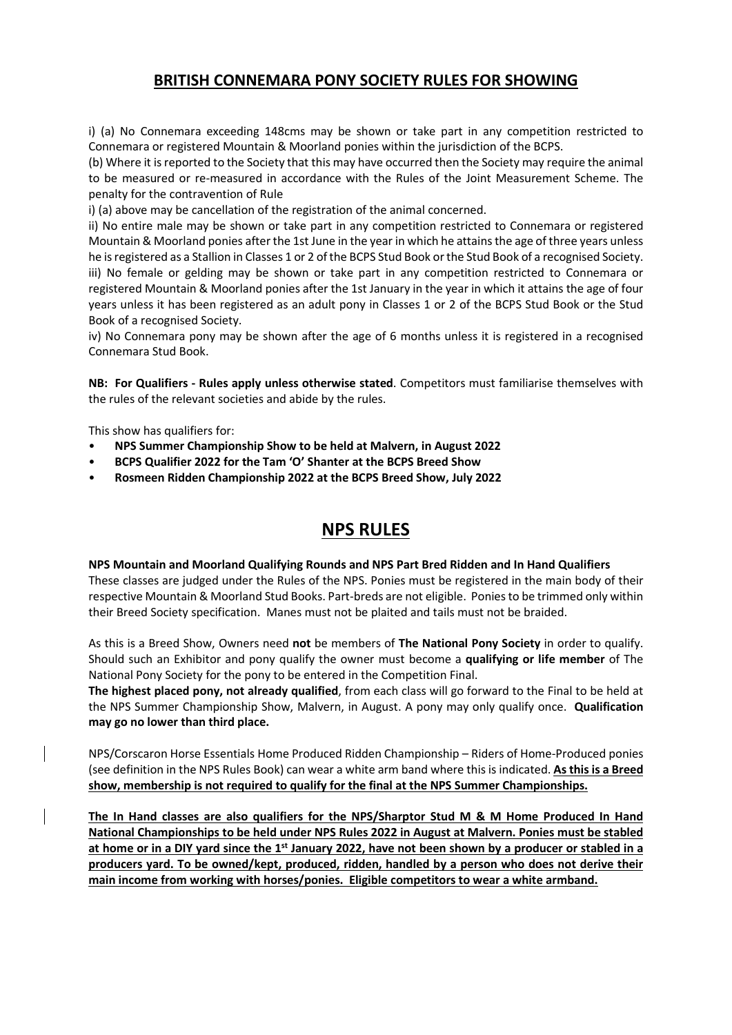## BRITISH CONNEMARA PONY SOCIETY RULES FOR SHOWING

i) (a) No Connemara exceeding 148cms may be shown or take part in any competition restricted to Connemara or registered Mountain & Moorland ponies within the jurisdiction of the BCPS.

(b) Where it is reported to the Society that this may have occurred then the Society may require the animal to be measured or re-measured in accordance with the Rules of the Joint Measurement Scheme. The penalty for the contravention of Rule

i) (a) above may be cancellation of the registration of the animal concerned.

ii) No entire male may be shown or take part in any competition restricted to Connemara or registered Mountain & Moorland ponies after the 1st June in the year in which he attains the age of three years unless he is registered as a Stallion in Classes 1 or 2 of the BCPS Stud Book or the Stud Book of a recognised Society.

iii) No female or gelding may be shown or take part in any competition restricted to Connemara or registered Mountain & Moorland ponies after the 1st January in the year in which it attains the age of four years unless it has been registered as an adult pony in Classes 1 or 2 of the BCPS Stud Book or the Stud Book of a recognised Society.

iv) No Connemara pony may be shown after the age of 6 months unless it is registered in a recognised Connemara Stud Book.

**NB: For Qualifiers - Rules apply unless otherwise stated**. Competitors must familiarise themselves with the rules of the relevant societies and abide by the rules.

This show has qualifiers for:

- **NPS Summer Championship Show to be held at Malvern, in August 2022**
- **BCPS Qualifier 2022 for the Tam 'O' Shanter at the BCPS Breed Show**
- **Rosmeen Ridden Championship 2022 at the BCPS Breed Show, July 2022**

# NPS RULES

**NPS Mountain and Moorland Qualifying Rounds and NPS Part Bred Ridden and In Hand Qualifiers**
These classes are judged under the Rules of the NPS. Ponies must be registered in the main body of their respective Mountain & Moorland Stud Books. Part-breds are not eligible. Ponies to be trimmed only within their Breed Society specification. Manes must not be plaited and tails must not be braided.

As this is a Breed Show, Owners need **not** be members of **The National Pony Society** in order to qualify. Should such an Exhibitor and pony qualify the owner must become a **qualifying or life member** of The National Pony Society for the pony to be entered in the Competition Final.

**The highest placed pony, not already qualified**, from each class will go forward to the Final to be held at the NPS Summer Championship Show, Malvern, in August. A pony may only qualify once. **Qualification may go no lower than third place.**

NPS/Corscaron Horse Essentials Home Produced Ridden Championship – Riders of Home-Produced ponies (see definition in the NPS Rules Book) can wear a white arm band where this is indicated. **As this is a Breed show, membership is not required to qualify for the final at the NPS Summer Championships.**

**The In Hand classes are also qualifiers for the NPS/Sharptor Stud M & M Home Produced In Hand National Championships to be held under NPS Rules 2022 in August at Malvern. Ponies must be stabled at home or in a DIY yard since the 1st January 2022, have not been shown by a producer or stabled in a producers yard. To be owned/kept, produced, ridden, handled by a person who does not derive their main income from working with horses/ponies. Eligible competitors to wear a white armband.**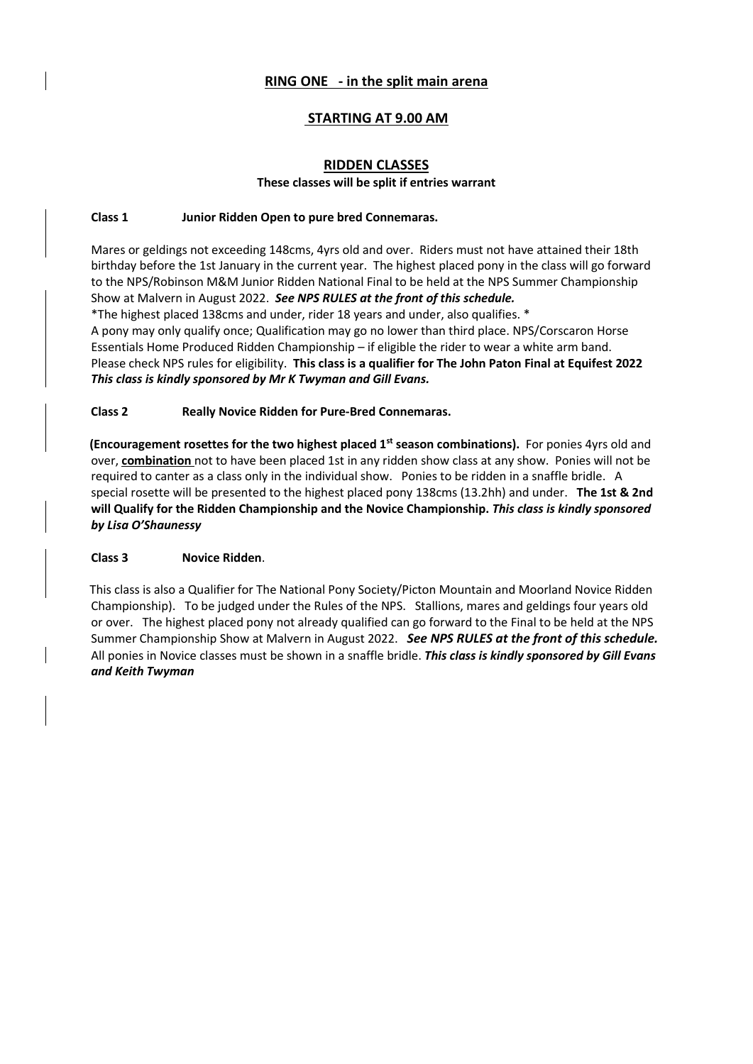## RING ONE - in the split main arena

## STARTING AT 9.00 AM

### RIDDEN CLASSES

**These classes will be split if entries warrant**

**Class 1 Junior Ridden Open to pure bred Connemaras.**

Mares or geldings not exceeding 148cms, 4yrs old and over. Riders must not have attained their 18th birthday before the 1st January in the current year. The highest placed pony in the class will go forward to the NPS/Robinson M&M Junior Ridden National Final to be held at the NPS Summer Championship Show at Malvern in August 2022. ***See NPS RULES at the front of this schedule.***

*The highest placed 138cms and under, rider 18 years and under, also qualifies. *

A pony may only qualify once; Qualification may go no lower than third place. NPS/Corscaron Horse Essentials Home Produced Ridden Championship – if eligible the rider to wear a white arm band. Please check NPS rules for eligibility. **This class is a qualifier for The John Paton Final at Equifest 2022** ***This class is kindly sponsored by Mr K Twyman and Gill Evans.***

**Class 2 Really Novice Ridden for Pure-Bred Connemaras.**

**(Encouragement rosettes for the two highest placed 1st season combinations).** For ponies 4yrs old and over, **combination** not to have been placed 1st in any ridden show class at any show. Ponies will not be required to canter as a class only in the individual show. Ponies to be ridden in a snaffle bridle. A special rosette will be presented to the highest placed pony 138cms (13.2hh) and under. **The 1st & 2nd will Qualify for the Ridden Championship and the Novice Championship.** ***This class is kindly sponsored by Lisa O'Shaunessy***

**Class 3 Novice Ridden**.

This class is also a Qualifier for The National Pony Society/Picton Mountain and Moorland Novice Ridden Championship). To be judged under the Rules of the NPS. Stallions, mares and geldings four years old or over. The highest placed pony not already qualified can go forward to the Final to be held at the NPS Summer Championship Show at Malvern in August 2022. ***See NPS RULES at the front of this schedule.*** All ponies in Novice classes must be shown in a snaffle bridle. ***This class is kindly sponsored by Gill Evans and Keith Twyman***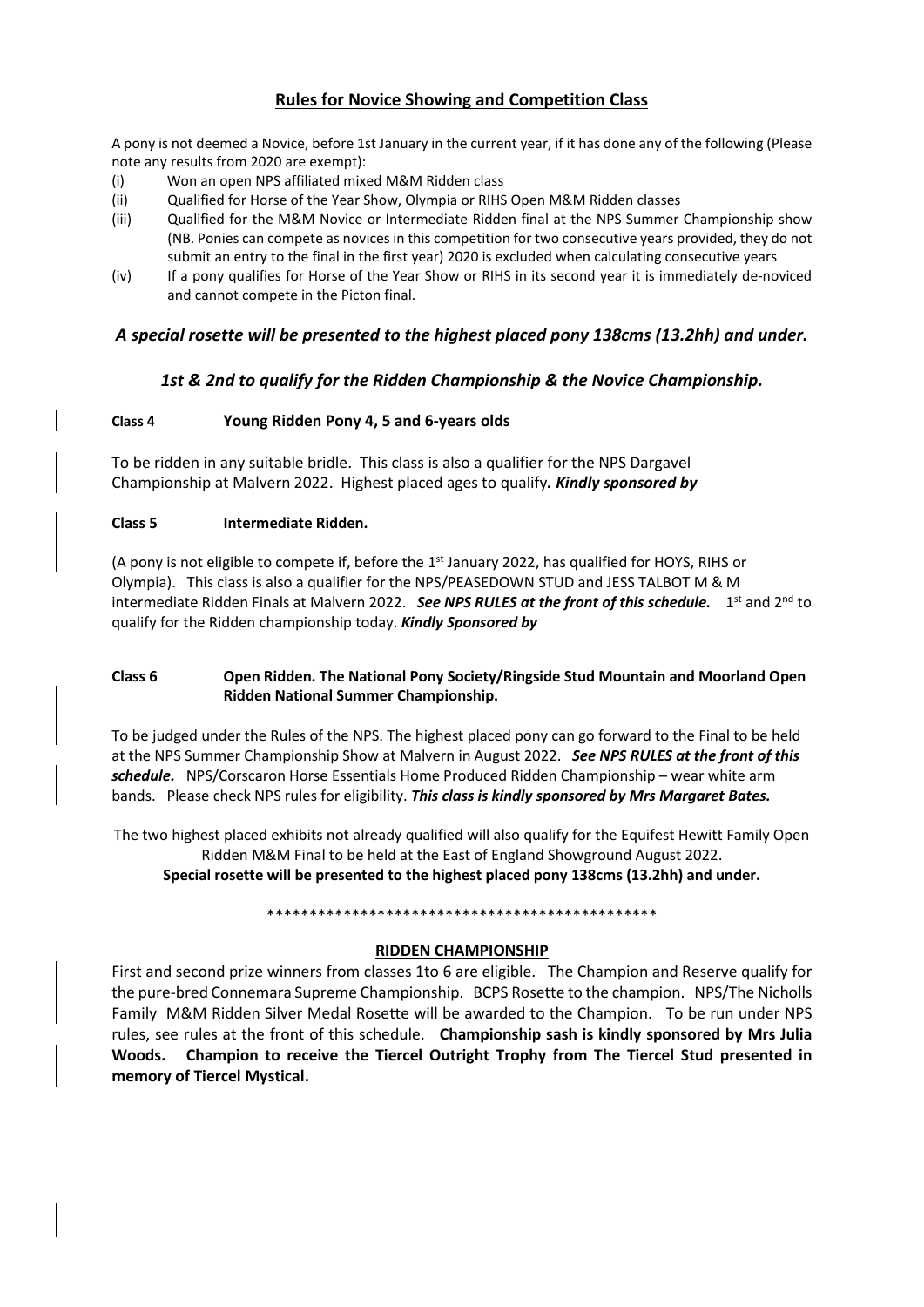## Rules for Novice Showing and Competition Class

A pony is not deemed a Novice, before 1st January in the current year, if it has done any of the following (Please note any results from 2020 are exempt):

(i) Won an open NPS affiliated mixed M&M Ridden class

(ii) Qualified for Horse of the Year Show, Olympia or RIHS Open M&M Ridden classes

(iii) Qualified for the M&M Novice or Intermediate Ridden final at the NPS Summer Championship show (NB. Ponies can compete as novices in this competition for two consecutive years provided, they do not submit an entry to the final in the first year) 2020 is excluded when calculating consecutive years

(iv) If a pony qualifies for Horse of the Year Show or RIHS in its second year it is immediately de-noviced and cannot compete in the Picton final.

***A special rosette will be presented to the highest placed pony 138cms (13.2hh) and under.***

***1st & 2nd to qualify for the Ridden Championship & the Novice Championship.***

**Class 4 Young Ridden Pony 4, 5 and 6-years olds**

To be ridden in any suitable bridle. This class is also a qualifier for the NPS Dargavel Championship at Malvern 2022. Highest placed ages to qualify***. Kindly sponsored by***

**Class 5 Intermediate Ridden.**

(A pony is not eligible to compete if, before the 1st January 2022, has qualified for HOYS, RIHS or Olympia). This class is also a qualifier for the NPS/PEASEDOWN STUD and JESS TALBOT M & M intermediate Ridden Finals at Malvern 2022. ***See NPS RULES at the front of this schedule.*** 1st and 2nd to qualify for the Ridden championship today. ***Kindly Sponsored by***

**Class 6 Open Ridden. The National Pony Society/Ringside Stud Mountain and Moorland Open Ridden National Summer Championship.**

To be judged under the Rules of the NPS. The highest placed pony can go forward to the Final to be held at the NPS Summer Championship Show at Malvern in August 2022. ***See NPS RULES at the front of this schedule.*** NPS/Corscaron Horse Essentials Home Produced Ridden Championship – wear white arm bands. Please check NPS rules for eligibility. ***This class is kindly sponsored by Mrs Margaret Bates.***

The two highest placed exhibits not already qualified will also qualify for the Equifest Hewitt Family Open Ridden M&M Final to be held at the East of England Showground August 2022.

**Special rosette will be presented to the highest placed pony 138cms (13.2hh) and under.**

**********************************************

### RIDDEN CHAMPIONSHIP

First and second prize winners from classes 1to 6 are eligible. The Champion and Reserve qualify for the pure-bred Connemara Supreme Championship. BCPS Rosette to the champion. NPS/The Nicholls Family M&M Ridden Silver Medal Rosette will be awarded to the Champion. To be run under NPS rules, see rules at the front of this schedule. **Championship sash is kindly sponsored by Mrs Julia Woods. Champion to receive the Tiercel Outright Trophy from The Tiercel Stud presented in memory of Tiercel Mystical.**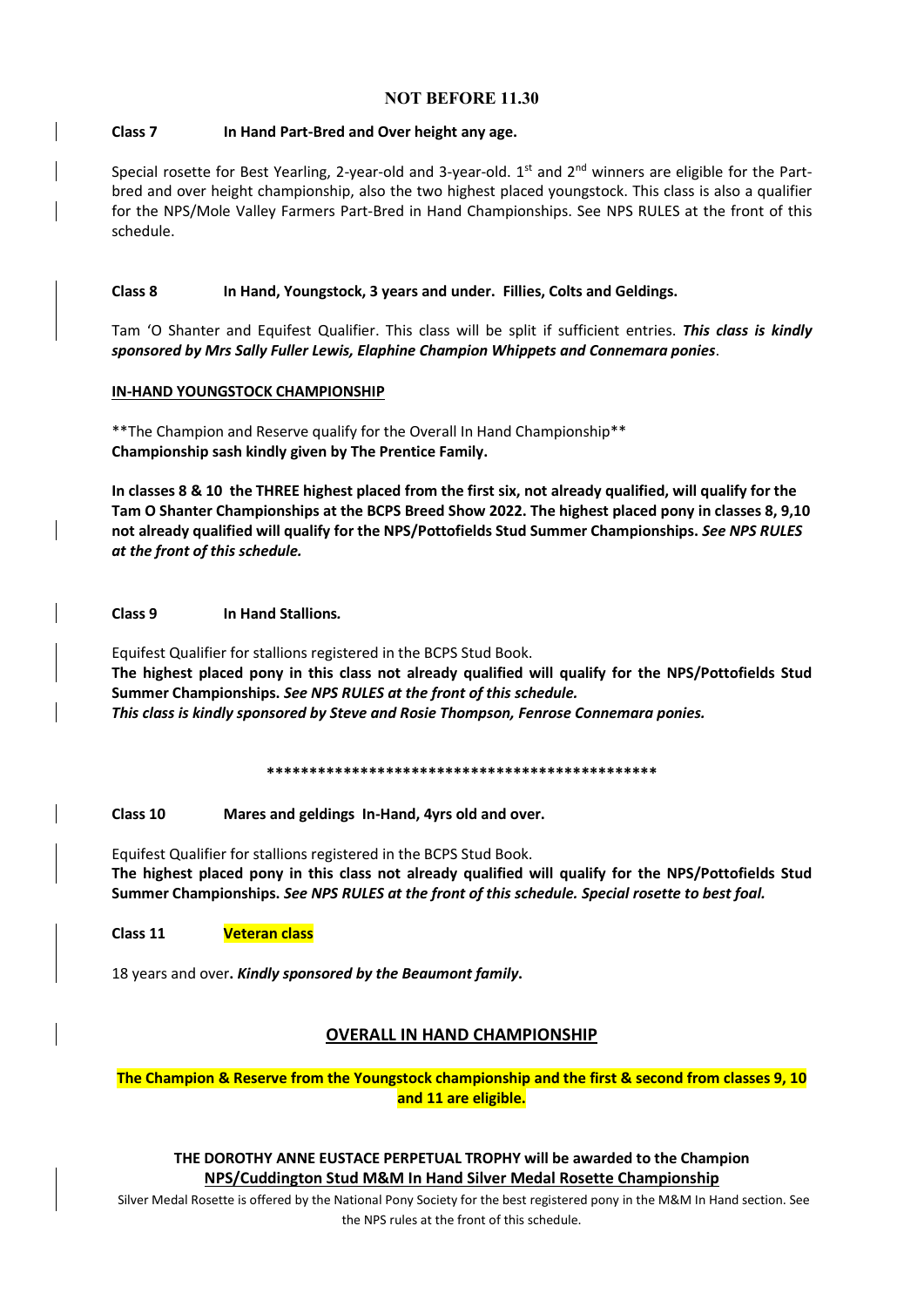**NOT BEFORE 11.30**

**Class 7 In Hand Part-Bred and Over height any age.**

Special rosette for Best Yearling, 2-year-old and 3-year-old. 1st and 2nd winners are eligible for the Part-bred and over height championship, also the two highest placed youngstock. This class is also a qualifier for the NPS/Mole Valley Farmers Part-Bred in Hand Championships. See NPS RULES at the front of this schedule.

**Class 8 In Hand, Youngstock, 3 years and under. Fillies, Colts and Geldings.**

Tam 'O Shanter and Equifest Qualifier. This class will be split if sufficient entries. ***This class is kindly sponsored by Mrs Sally Fuller Lewis, Elaphine Champion Whippets and Connemara ponies***.

**IN-HAND YOUNGSTOCK CHAMPIONSHIP**

**The Champion and Reserve qualify for the Overall In Hand Championship**
**Championship sash kindly given by The Prentice Family.**

**In classes 8 & 10 the THREE highest placed from the first six, not already qualified, will qualify for the Tam O Shanter Championships at the BCPS Breed Show 2022. The highest placed pony in classes 8, 9,10 not already qualified will qualify for the NPS/Pottofields Stud Summer Championships. *See NPS RULES at the front of this schedule.***

**Class 9 In Hand Stallions.**

Equifest Qualifier for stallions registered in the BCPS Stud Book.
**The highest placed pony in this class not already qualified will qualify for the NPS/Pottofields Stud Summer Championships. *See NPS RULES at the front of this schedule.***
***This class is kindly sponsored by Steve and Rosie Thompson, Fenrose Connemara ponies.***

**************************************************

**Class 10 Mares and geldings In-Hand, 4yrs old and over.**

Equifest Qualifier for stallions registered in the BCPS Stud Book.
**The highest placed pony in this class not already qualified will qualify for the NPS/Pottofields Stud Summer Championships. *See NPS RULES at the front of this schedule. Special rosette to best foal.***

**Class 11 Veteran class**

18 years and over**. *Kindly sponsored by the Beaumont family.***

## OVERALL IN HAND CHAMPIONSHIP

**The Champion & Reserve from the Youngstock championship and the first & second from classes 9, 10 and 11 are eligible.**

**THE DOROTHY ANNE EUSTACE PERPETUAL TROPHY will be awarded to the Champion**
**NPS/Cuddington Stud M&M In Hand Silver Medal Rosette Championship**

Silver Medal Rosette is offered by the National Pony Society for the best registered pony in the M&M In Hand section. See the NPS rules at the front of this schedule.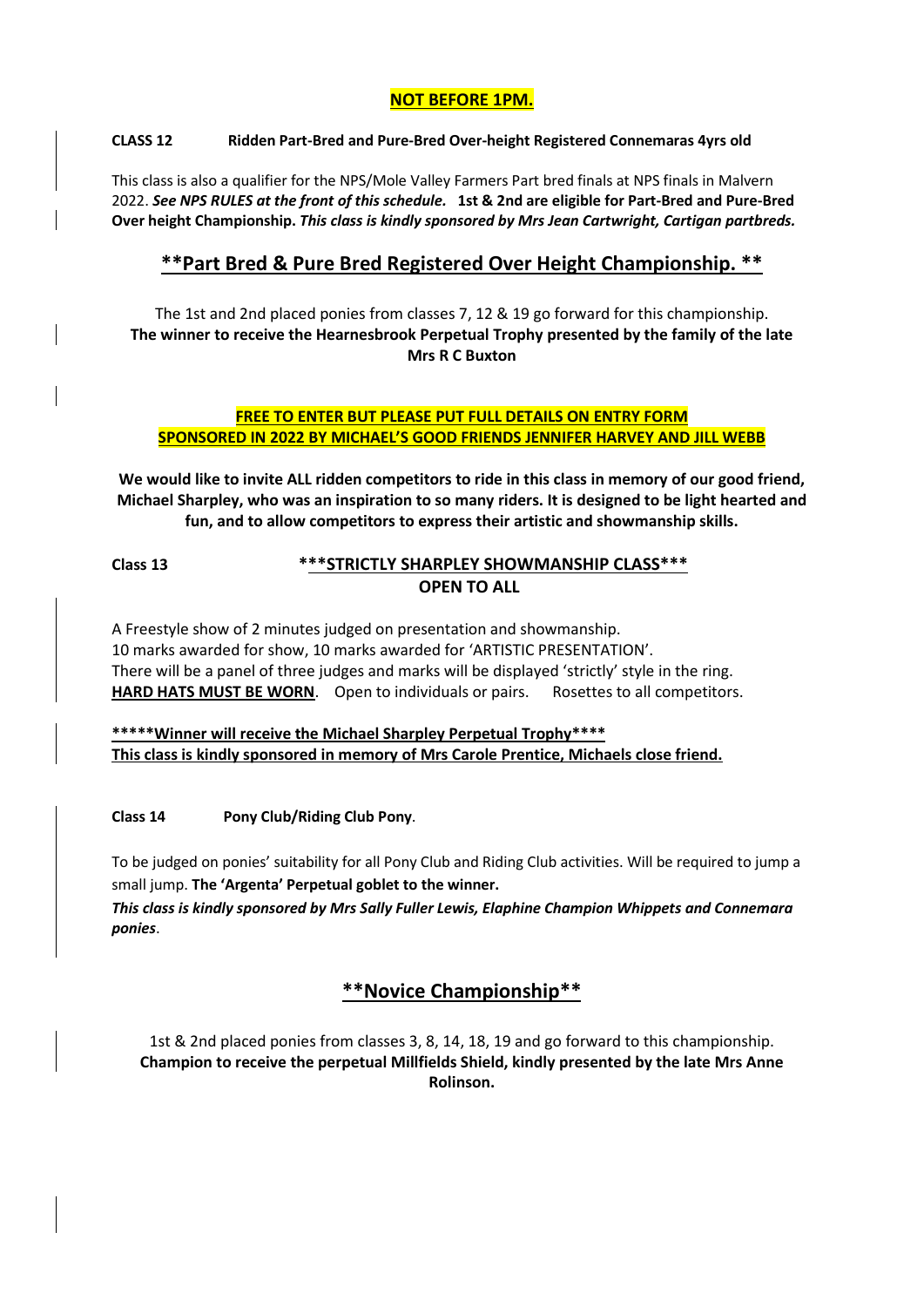**NOT BEFORE 1PM.**

**CLASS 12 Ridden Part-Bred and Pure-Bred Over-height Registered Connemaras 4yrs old**

This class is also a qualifier for the NPS/Mole Valley Farmers Part bred finals at NPS finals in Malvern 2022. ***See NPS RULES at the front of this schedule.*** **1st & 2nd are eligible for Part-Bred and Pure-Bred Over height Championship.** ***This class is kindly sponsored by Mrs Jean Cartwright, Cartigan partbreds.***

## **Part Bred & Pure Bred Registered Over Height Championship. **

The 1st and 2nd placed ponies from classes 7, 12 & 19 go forward for this championship.
**The winner to receive the Hearnesbrook Perpetual Trophy presented by the family of the late Mrs R C Buxton**

**FREE TO ENTER BUT PLEASE PUT FULL DETAILS ON ENTRY FORM**
**SPONSORED IN 2022 BY MICHAEL'S GOOD FRIENDS JENNIFER HARVEY AND JILL WEBB**

**We would like to invite ALL ridden competitors to ride in this class in memory of our good friend, Michael Sharpley, who was an inspiration to so many riders. It is designed to be light hearted and fun, and to allow competitors to express their artistic and showmanship skills.**

**Class 13** **\*\*\*STRICTLY SHARPLEY SHOWMANSHIP CLASS\*\*\***
**OPEN TO ALL**

A Freestyle show of 2 minutes judged on presentation and showmanship.
10 marks awarded for show, 10 marks awarded for 'ARTISTIC PRESENTATION'.
There will be a panel of three judges and marks will be displayed 'strictly' style in the ring.
**HARD HATS MUST BE WORN**. Open to individuals or pairs. Rosettes to all competitors.

**\*\*\*\*\*Winner will receive the Michael Sharpley Perpetual Trophy\*\*\*\***
**This class is kindly sponsored in memory of Mrs Carole Prentice, Michaels close friend.**

**Class 14 Pony Club/Riding Club Pony**.

To be judged on ponies' suitability for all Pony Club and Riding Club activities. Will be required to jump a small jump. **The 'Argenta' Perpetual goblet to the winner.**

***This class is kindly sponsored by Mrs Sally Fuller Lewis, Elaphine Champion Whippets and Connemara ponies***.

## **Novice Championship**

1st & 2nd placed ponies from classes 3, 8, 14, 18, 19 and go forward to this championship.
**Champion to receive the perpetual Millfields Shield, kindly presented by the late Mrs Anne Rolinson.**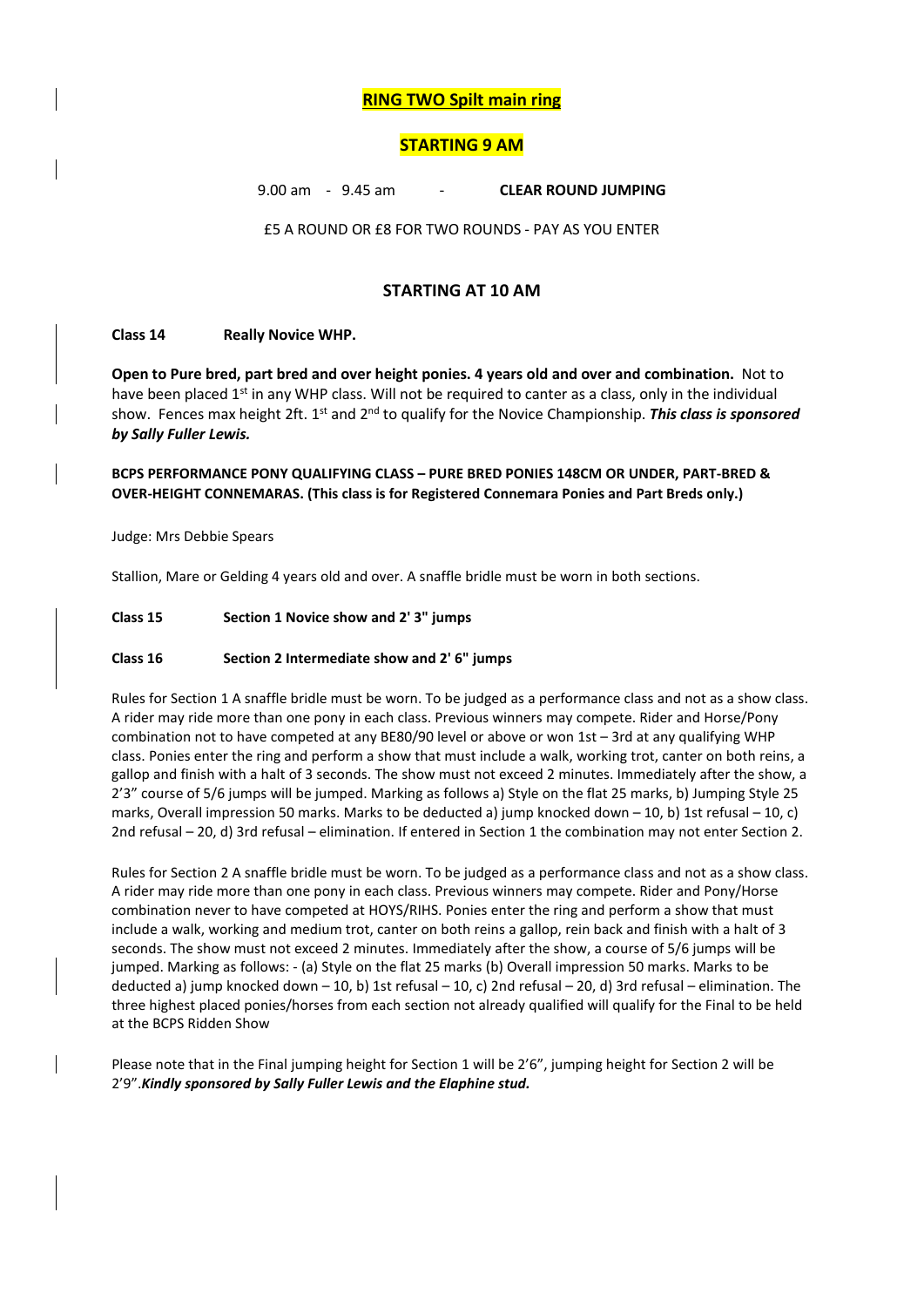**RING TWO Spilt main ring**

**STARTING 9 AM**

9.00 am - 9.45 am - **CLEAR ROUND JUMPING**

£5 A ROUND OR £8 FOR TWO ROUNDS - PAY AS YOU ENTER

**STARTING AT 10 AM**

**Class 14 Really Novice WHP.**

**Open to Pure bred, part bred and over height ponies. 4 years old and over and combination.** Not to have been placed 1st in any WHP class. Will not be required to canter as a class, only in the individual show. Fences max height 2ft. 1st and 2nd to qualify for the Novice Championship. ***This class is sponsored by Sally Fuller Lewis.***

**BCPS PERFORMANCE PONY QUALIFYING CLASS – PURE BRED PONIES 148CM OR UNDER, PART-BRED & OVER-HEIGHT CONNEMARAS. (This class is for Registered Connemara Ponies and Part Breds only.)**

Judge: Mrs Debbie Spears

Stallion, Mare or Gelding 4 years old and over. A snaffle bridle must be worn in both sections.

**Class 15 Section 1 Novice show and 2' 3" jumps**

**Class 16 Section 2 Intermediate show and 2' 6" jumps**

Rules for Section 1 A snaffle bridle must be worn. To be judged as a performance class and not as a show class. A rider may ride more than one pony in each class. Previous winners may compete. Rider and Horse/Pony combination not to have competed at any BE80/90 level or above or won 1st – 3rd at any qualifying WHP class. Ponies enter the ring and perform a show that must include a walk, working trot, canter on both reins, a gallop and finish with a halt of 3 seconds. The show must not exceed 2 minutes. Immediately after the show, a 2'3" course of 5/6 jumps will be jumped. Marking as follows a) Style on the flat 25 marks, b) Jumping Style 25 marks, Overall impression 50 marks. Marks to be deducted a) jump knocked down – 10, b) 1st refusal – 10, c) 2nd refusal – 20, d) 3rd refusal – elimination. If entered in Section 1 the combination may not enter Section 2.

Rules for Section 2 A snaffle bridle must be worn. To be judged as a performance class and not as a show class. A rider may ride more than one pony in each class. Previous winners may compete. Rider and Pony/Horse combination never to have competed at HOYS/RIHS. Ponies enter the ring and perform a show that must include a walk, working and medium trot, canter on both reins a gallop, rein back and finish with a halt of 3 seconds. The show must not exceed 2 minutes. Immediately after the show, a course of 5/6 jumps will be jumped. Marking as follows: - (a) Style on the flat 25 marks (b) Overall impression 50 marks. Marks to be deducted a) jump knocked down – 10, b) 1st refusal – 10, c) 2nd refusal – 20, d) 3rd refusal – elimination. The three highest placed ponies/horses from each section not already qualified will qualify for the Final to be held at the BCPS Ridden Show

Please note that in the Final jumping height for Section 1 will be 2'6", jumping height for Section 2 will be 2'9".***Kindly sponsored by Sally Fuller Lewis and the Elaphine stud.***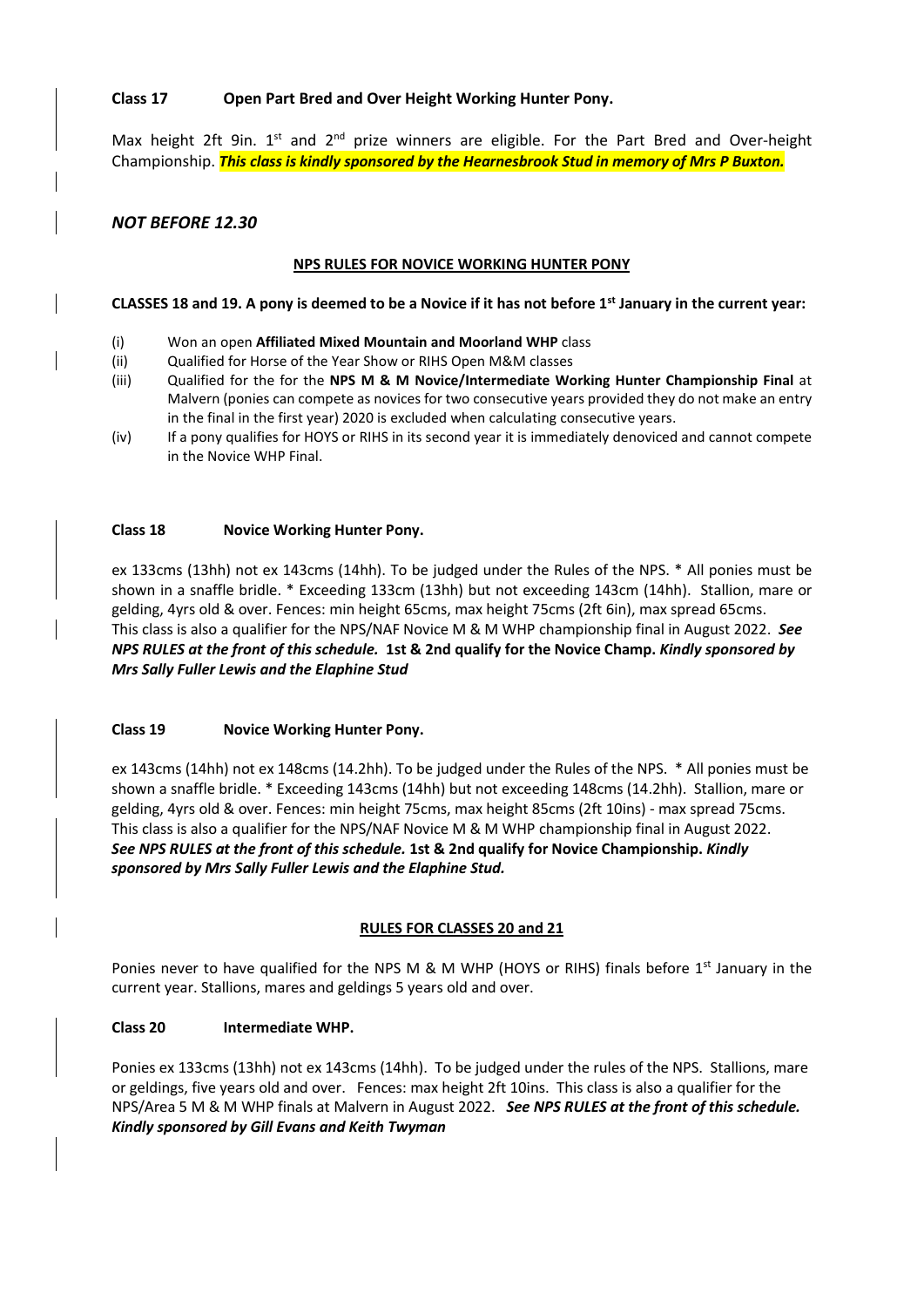**Class 17 Open Part Bred and Over Height Working Hunter Pony.**

Max height 2ft 9in. 1st and 2nd prize winners are eligible. For the Part Bred and Over-height Championship. ***This class is kindly sponsored by the Hearnesbrook Stud in memory of Mrs P Buxton.***

***NOT BEFORE 12.30***

**NPS RULES FOR NOVICE WORKING HUNTER PONY**

**CLASSES 18 and 19. A pony is deemed to be a Novice if it has not before 1st January in the current year:**

- (i) Won an open **Affiliated Mixed Mountain and Moorland WHP** class
- (ii) Qualified for Horse of the Year Show or RIHS Open M&M classes
- (iii) Qualified for the for the **NPS M & M Novice/Intermediate Working Hunter Championship Final** at Malvern (ponies can compete as novices for two consecutive years provided they do not make an entry in the final in the first year) 2020 is excluded when calculating consecutive years.
- (iv) If a pony qualifies for HOYS or RIHS in its second year it is immediately denoviced and cannot compete in the Novice WHP Final.

**Class 18 Novice Working Hunter Pony.**

ex 133cms (13hh) not ex 143cms (14hh). To be judged under the Rules of the NPS. * All ponies must be shown in a snaffle bridle. * Exceeding 133cm (13hh) but not exceeding 143cm (14hh). Stallion, mare or gelding, 4yrs old & over. Fences: min height 65cms, max height 75cms (2ft 6in), max spread 65cms. This class is also a qualifier for the NPS/NAF Novice M & M WHP championship final in August 2022. ***See NPS RULES at the front of this schedule.*** **1st & 2nd qualify for the Novice Champ.** ***Kindly sponsored by Mrs Sally Fuller Lewis and the Elaphine Stud***

**Class 19 Novice Working Hunter Pony.**

ex 143cms (14hh) not ex 148cms (14.2hh). To be judged under the Rules of the NPS. * All ponies must be shown a snaffle bridle. * Exceeding 143cms (14hh) but not exceeding 148cms (14.2hh). Stallion, mare or gelding, 4yrs old & over. Fences: min height 75cms, max height 85cms (2ft 10ins) - max spread 75cms. This class is also a qualifier for the NPS/NAF Novice M & M WHP championship final in August 2022. ***See NPS RULES at the front of this schedule.*** **1st & 2nd qualify for Novice Championship.** ***Kindly sponsored by Mrs Sally Fuller Lewis and the Elaphine Stud.***

**RULES FOR CLASSES 20 and 21**

Ponies never to have qualified for the NPS M & M WHP (HOYS or RIHS) finals before 1st January in the current year. Stallions, mares and geldings 5 years old and over.

**Class 20 Intermediate WHP.**

Ponies ex 133cms (13hh) not ex 143cms (14hh). To be judged under the rules of the NPS. Stallions, mare or geldings, five years old and over. Fences: max height 2ft 10ins. This class is also a qualifier for the NPS/Area 5 M & M WHP finals at Malvern in August 2022. ***See NPS RULES at the front of this schedule. Kindly sponsored by Gill Evans and Keith Twyman***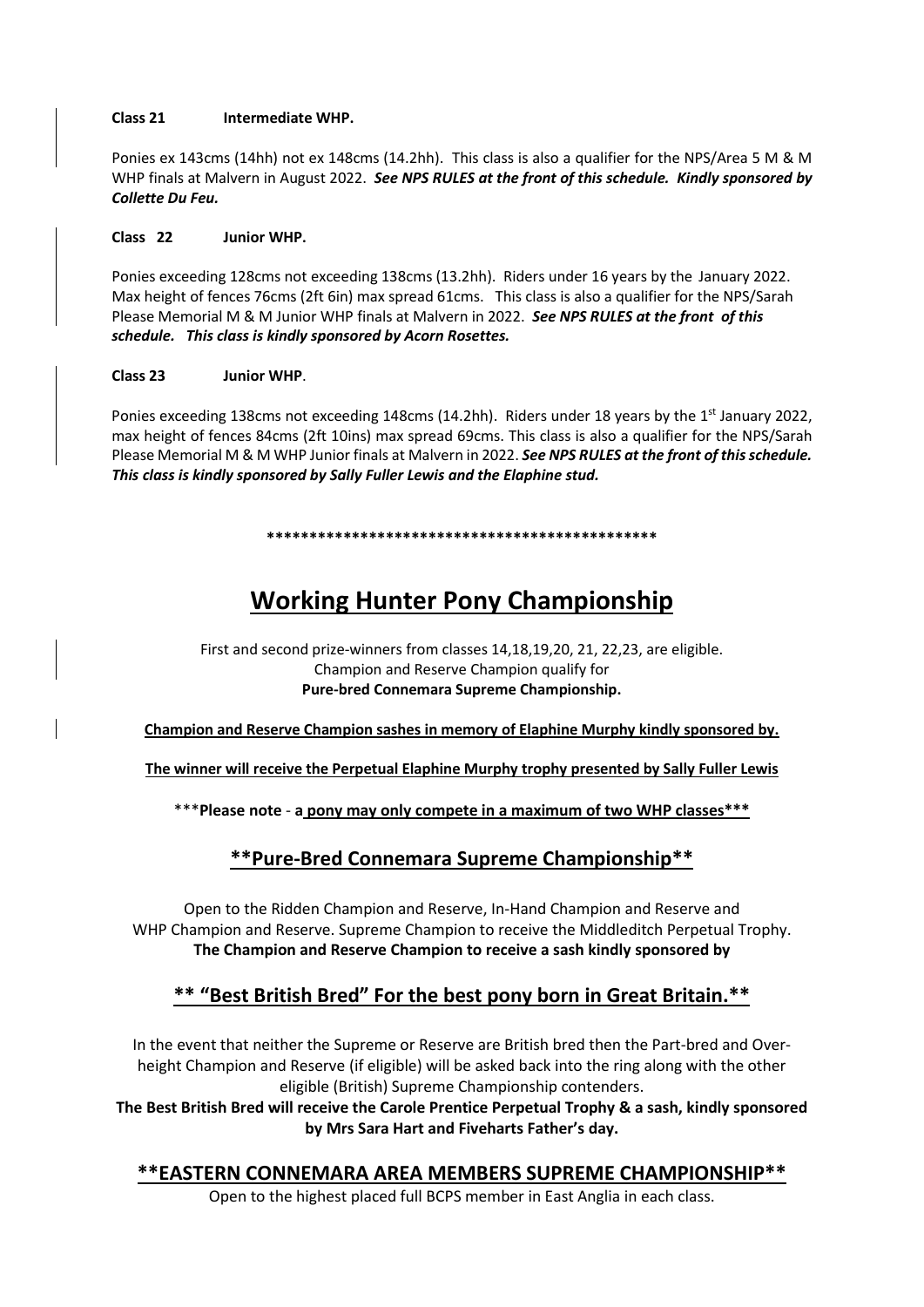**Class 21 Intermediate WHP.**

Ponies ex 143cms (14hh) not ex 148cms (14.2hh). This class is also a qualifier for the NPS/Area 5 M & M WHP finals at Malvern in August 2022. ***See NPS RULES at the front of this schedule. Kindly sponsored by Collette Du Feu.***

**Class 22 Junior WHP.**

Ponies exceeding 128cms not exceeding 138cms (13.2hh). Riders under 16 years by the January 2022. Max height of fences 76cms (2ft 6in) max spread 61cms. This class is also a qualifier for the NPS/Sarah Please Memorial M & M Junior WHP finals at Malvern in 2022. ***See NPS RULES at the front of this schedule. This class is kindly sponsored by Acorn Rosettes.***

**Class 23 Junior WHP**.

Ponies exceeding 138cms not exceeding 148cms (14.2hh). Riders under 18 years by the 1st January 2022, max height of fences 84cms (2ft 10ins) max spread 69cms. This class is also a qualifier for the NPS/Sarah Please Memorial M & M WHP Junior finals at Malvern in 2022. ***See NPS RULES at the front of this schedule. This class is kindly sponsored by Sally Fuller Lewis and the Elaphine stud.***

**************************************************

# Working Hunter Pony Championship

First and second prize-winners from classes 14,18,19,20, 21, 22,23, are eligible.
Champion and Reserve Champion qualify for
**Pure-bred Connemara Supreme Championship.**

**Champion and Reserve Champion sashes in memory of Elaphine Murphy kindly sponsored by.**

**The winner will receive the Perpetual Elaphine Murphy trophy presented by Sally Fuller Lewis**

*****Please note - a pony may only compete in a maximum of two WHP classes*****

## **Pure-Bred Connemara Supreme Championship**

Open to the Ridden Champion and Reserve, In-Hand Champion and Reserve and WHP Champion and Reserve. Supreme Champion to receive the Middleditch Perpetual Trophy.
**The Champion and Reserve Champion to receive a sash kindly sponsored by**

## ** "Best British Bred" For the best pony born in Great Britain.**

In the event that neither the Supreme or Reserve are British bred then the Part-bred and Over-height Champion and Reserve (if eligible) will be asked back into the ring along with the other eligible (British) Supreme Championship contenders.
**The Best British Bred will receive the Carole Prentice Perpetual Trophy & a sash, kindly sponsored by Mrs Sara Hart and Fiveharts Father's day.**

## **EASTERN CONNEMARA AREA MEMBERS SUPREME CHAMPIONSHIP**

Open to the highest placed full BCPS member in East Anglia in each class.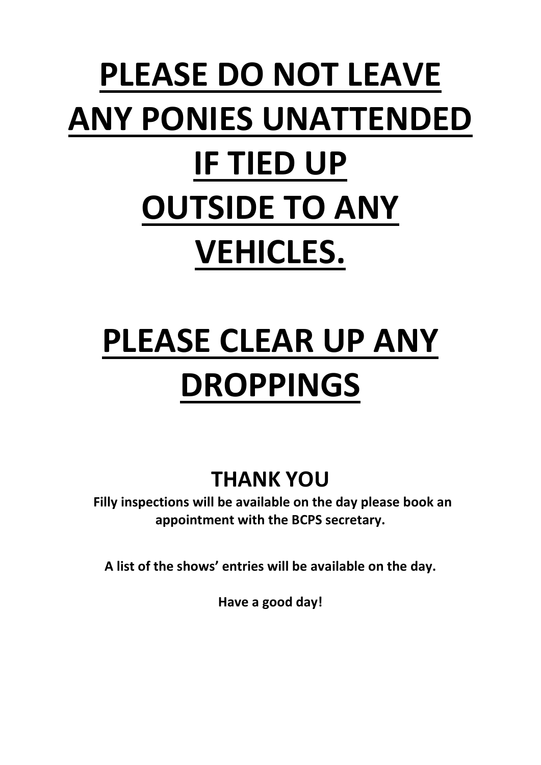# PLEASE DO NOT LEAVE ANY PONIES UNATTENDED IF TIED UP OUTSIDE TO ANY VEHICLES.

# PLEASE CLEAR UP ANY DROPPINGS

## THANK YOU

**Filly inspections will be available on the day please book an appointment with the BCPS secretary.**

**A list of the shows' entries will be available on the day.**

**Have a good day!**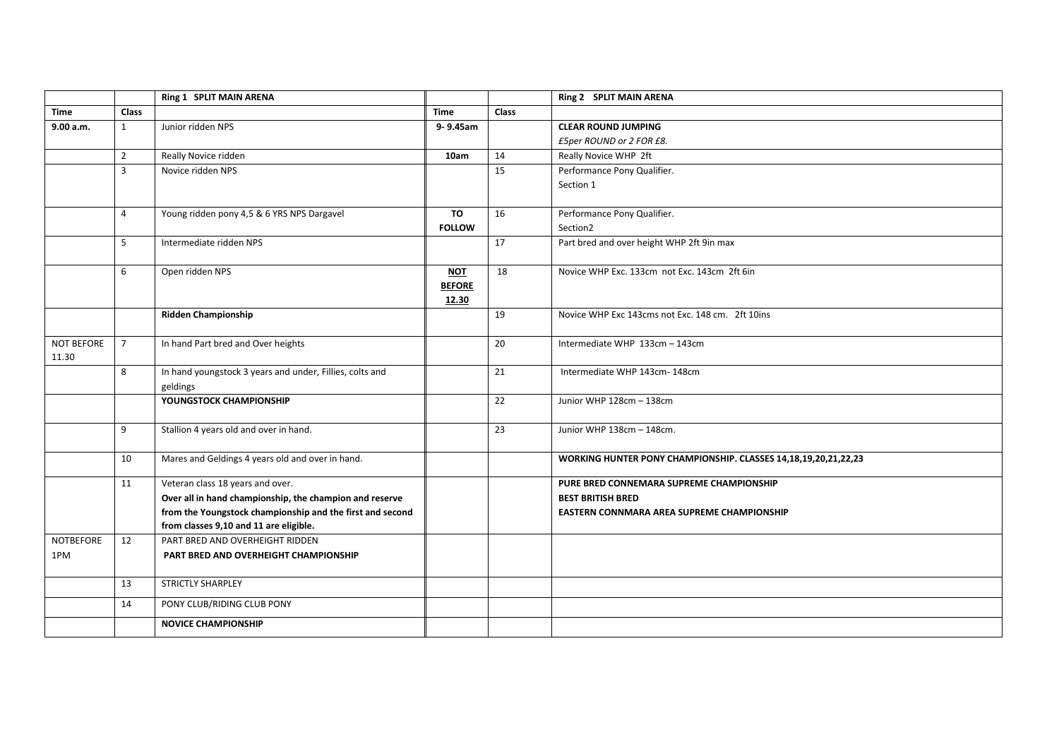| | | Ring 1 SPLIT MAIN ARENA | | | Ring 2 SPLIT MAIN ARENA |
|---|---|---|---|---|---|
| **Time** | **Class** | | **Time** | **Class** | |
| **9.00 a.m.** | 1 | Junior ridden NPS | **9- 9.45am** | | **CLEAR ROUND JUMPING** *£5per ROUND or 2 FOR £8.* |
| | 2 | Really Novice ridden | **10am** | 14 | Really Novice WHP 2ft |
| | 3 | Novice ridden NPS | | 15 | Performance Pony Qualifier. Section 1 |
| | 4 | Young ridden pony 4,5 & 6 YRS NPS Dargavel | **TO FOLLOW** | 16 | Performance Pony Qualifier. Section2 |
| | 5 | Intermediate ridden NPS | | 17 | Part bred and over height WHP 2ft 9in max |
| | 6 | Open ridden NPS | **NOT BEFORE 12.30** | 18 | Novice WHP Exc. 133cm not Exc. 143cm 2ft 6in |
| | | **Ridden Championship** | | 19 | Novice WHP Exc 143cms not Exc. 148 cm. 2ft 10ins |
| NOT BEFORE 11.30 | 7 | In hand Part bred and Over heights | | 20 | Intermediate WHP 133cm – 143cm |
| | 8 | In hand youngstock 3 years and under, Fillies, colts and geldings | | 21 | Intermediate WHP 143cm- 148cm |
| | | **YOUNGSTOCK CHAMPIONSHIP** | | 22 | Junior WHP 128cm – 138cm |
| | 9 | Stallion 4 years old and over in hand. | | 23 | Junior WHP 138cm – 148cm. |
| | 10 | Mares and Geldings 4 years old and over in hand. | | | **WORKING HUNTER PONY CHAMPIONSHIP. CLASSES 14,18,19,20,21,22,23** |
| | 11 | Veteran class 18 years and over. **Over all in hand championship, the champion and reserve from the Youngstock championship and the first and second from classes 9,10 and 11 are eligible.** | | | **PURE BRED CONNEMARA SUPREME CHAMPIONSHIP** **BEST BRITISH BRED** **EASTERN CONNMARA AREA SUPREME CHAMPIONSHIP** |
| NOTBEFORE 1PM | 12 | PART BRED AND OVERHEIGHT RIDDEN **PART BRED AND OVERHEIGHT CHAMPIONSHIP** | | | |
| | 13 | STRICTLY SHARPLEY | | | |
| | 14 | PONY CLUB/RIDING CLUB PONY | | | |
| | | **NOVICE CHAMPIONSHIP** | | | |